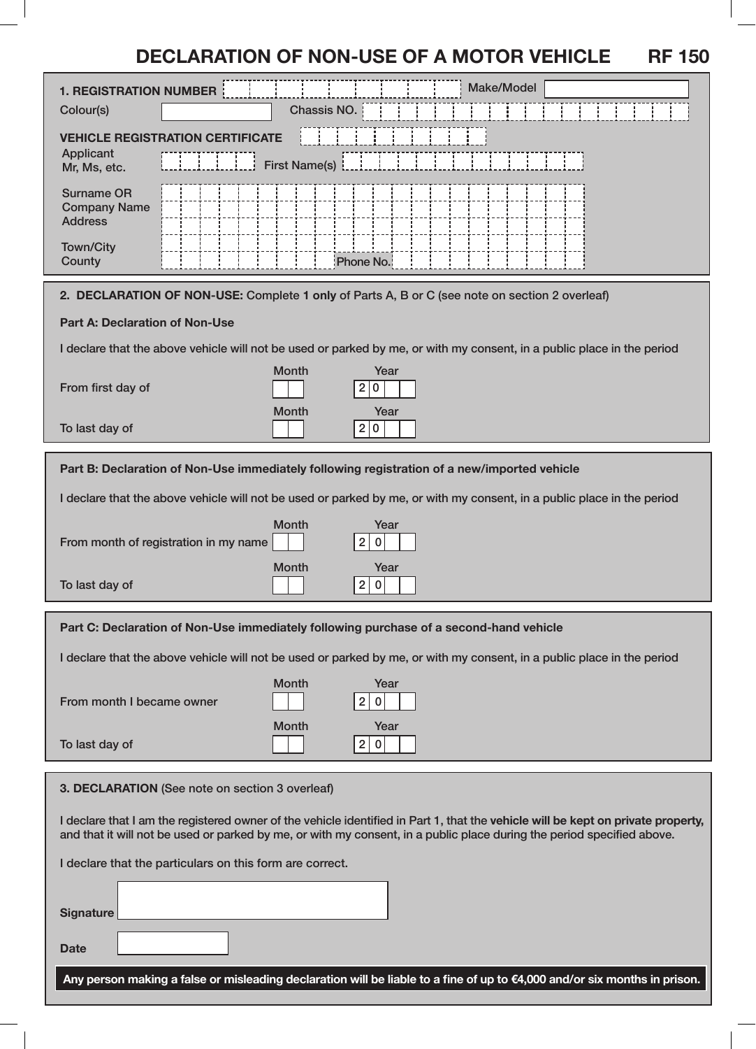# DECLARATION OF NON-USE OF A MOTOR VEHICLE RF 150

**1. REGISTRATION NUMBER** ______________________ Make/Model ______________________

Colour(s) ______________________ Chassis NO. ______________________

**VEHICLE REGISTRATION CERTIFICATE** ______________________

Applicant Mr, Ms, etc. ______________ First Name(s) ______________________

Surname OR Company Name ______________________

Address ______________________

Town/City ______________________

County ______________________ Phone No. ______________________

## 2. DECLARATION OF NON-USE: Complete **1 only** of Parts A, B or C (see note on section 2 overleaf)

**Part A: Declaration of Non-Use**

I declare that the above vehicle will not be used or parked by me, or with my consent, in a public place in the period

| | Month | Year |
|---|---|---|
| From first day of | | 20 |
| To last day of | | 20 |

**Part B: Declaration of Non-Use immediately following registration of a new/imported vehicle**

I declare that the above vehicle will not be used or parked by me, or with my consent, in a public place in the period

| | Month | Year |
|---|---|---|
| From month of registration in my name | | 20 |
| To last day of | | 20 |

**Part C: Declaration of Non-Use immediately following purchase of a second-hand vehicle**

I declare that the above vehicle will not be used or parked by me, or with my consent, in a public place in the period

| | Month | Year |
|---|---|---|
| From month I became owner | | 20 |
| To last day of | | 20 |

## 3. DECLARATION (See note on section 3 overleaf)

I declare that I am the registered owner of the vehicle identified in Part 1, that the **vehicle will be kept on private property,** and that it will not be used or parked by me, or with my consent, in a public place during the period specified above.

I declare that the particulars on this form are correct.

Signature ______________________

Date ______________________

**Any person making a false or misleading declaration will be liable to a fine of up to €4,000 and/or six months in prison.**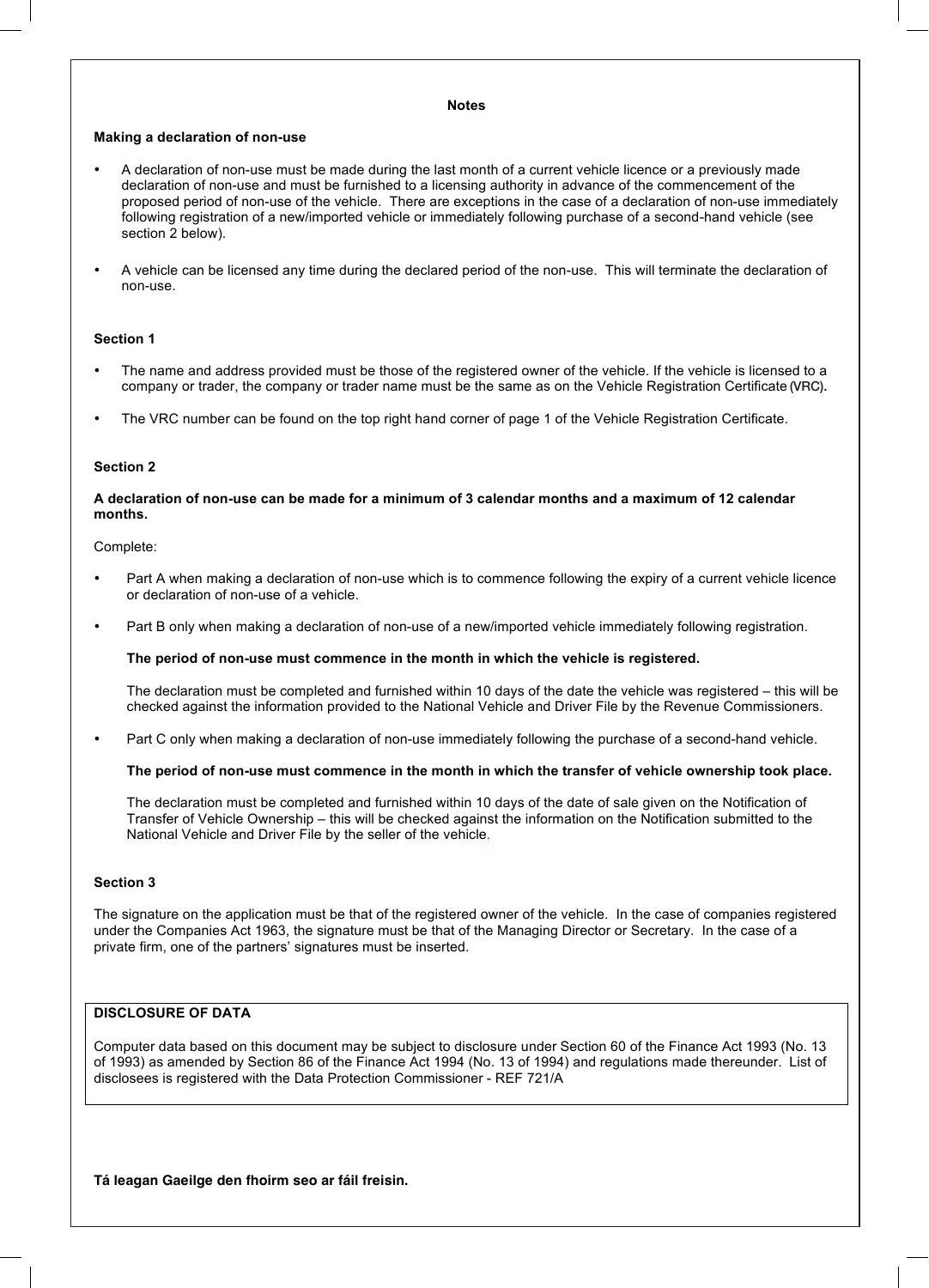## Notes

### Making a declaration of non-use

- A declaration of non-use must be made during the last month of a current vehicle licence or a previously made declaration of non-use and must be furnished to a licensing authority in advance of the commencement of the proposed period of non-use of the vehicle. There are exceptions in the case of a declaration of non-use immediately following registration of a new/imported vehicle or immediately following purchase of a second-hand vehicle (see section 2 below).

- A vehicle can be licensed any time during the declared period of the non-use. This will terminate the declaration of non-use.

### Section 1

- The name and address provided must be those of the registered owner of the vehicle. If the vehicle is licensed to a company or trader, the company or trader name must be the same as on the Vehicle Registration Certificate (VRC).

- The VRC number can be found on the top right hand corner of page 1 of the Vehicle Registration Certificate.

### Section 2

**A declaration of non-use can be made for a minimum of 3 calendar months and a maximum of 12 calendar months.**

Complete:

- Part A when making a declaration of non-use which is to commence following the expiry of a current vehicle licence or declaration of non-use of a vehicle.

- Part B only when making a declaration of non-use of a new/imported vehicle immediately following registration.

  **The period of non-use must commence in the month in which the vehicle is registered.**

  The declaration must be completed and furnished within 10 days of the date the vehicle was registered – this will be checked against the information provided to the National Vehicle and Driver File by the Revenue Commissioners.

- Part C only when making a declaration of non-use immediately following the purchase of a second-hand vehicle.

  **The period of non-use must commence in the month in which the transfer of vehicle ownership took place.**

  The declaration must be completed and furnished within 10 days of the date of sale given on the Notification of Transfer of Vehicle Ownership – this will be checked against the information on the Notification submitted to the National Vehicle and Driver File by the seller of the vehicle.

### Section 3

The signature on the application must be that of the registered owner of the vehicle. In the case of companies registered under the Companies Act 1963, the signature must be that of the Managing Director or Secretary. In the case of a private firm, one of the partners' signatures must be inserted.

**DISCLOSURE OF DATA**

Computer data based on this document may be subject to disclosure under Section 60 of the Finance Act 1993 (No. 13 of 1993) as amended by Section 86 of the Finance Act 1994 (No. 13 of 1994) and regulations made thereunder. List of disclosees is registered with the Data Protection Commissioner - REF 721/A

**Tá leagan Gaeilge den fhoirm seo ar fáil freisin.**